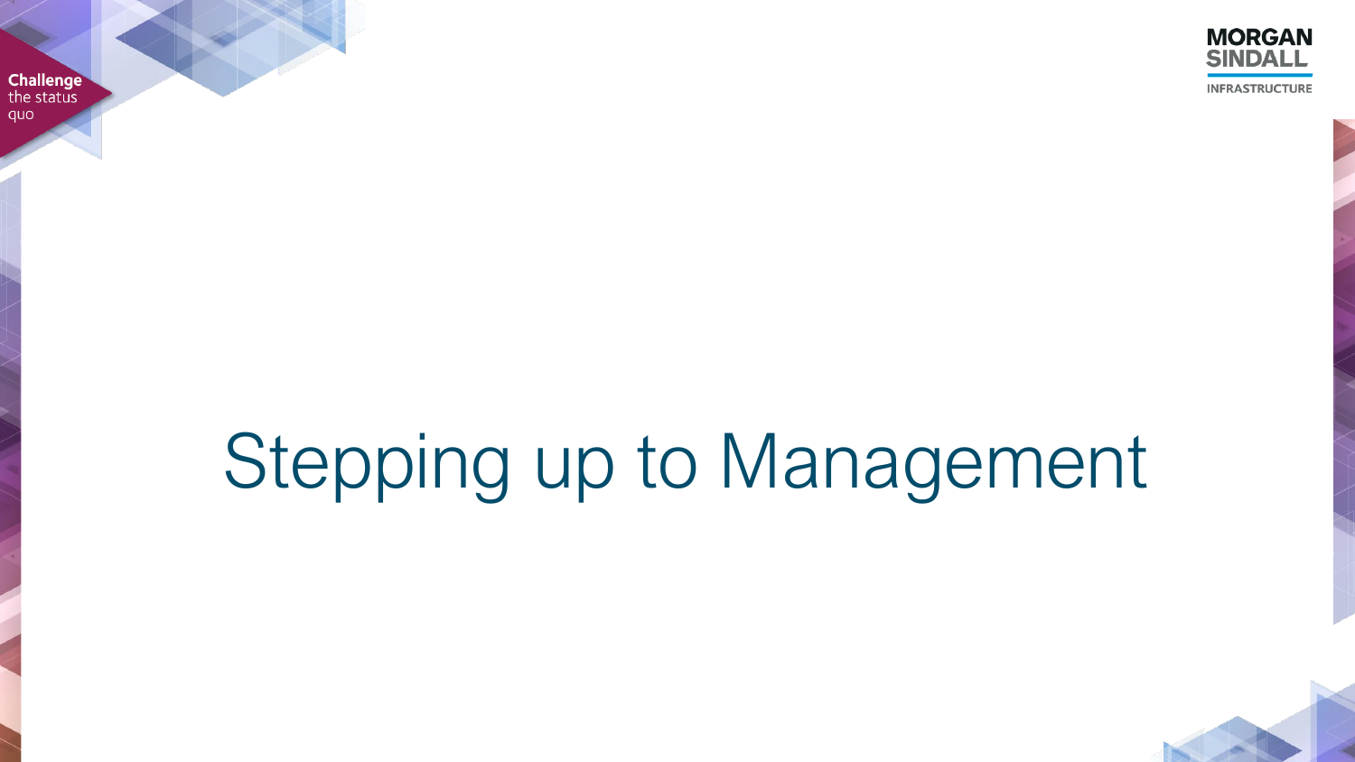Challenge the status quo

MORGAN SINDALL INFRASTRUCTURE

# Stepping up to Management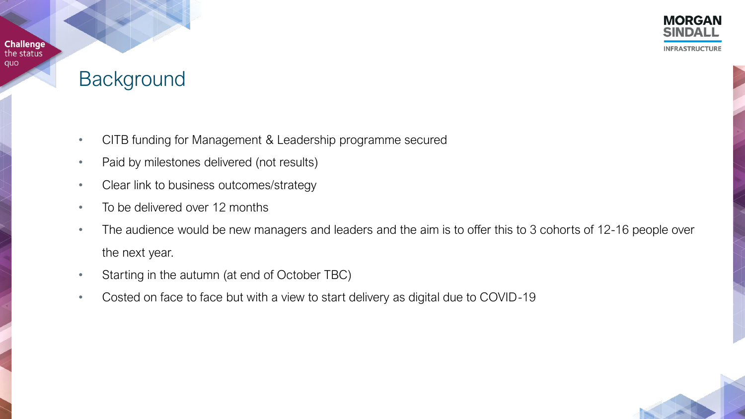# Background

- CITB funding for Management & Leadership programme secured
- Paid by milestones delivered (not results)
- Clear link to business outcomes/strategy
- To be delivered over 12 months
- The audience would be new managers and leaders and the aim is to offer this to 3 cohorts of 12-16 people over the next year.
- Starting in the autumn (at end of October TBC)
- Costed on face to face but with a view to start delivery as digital due to COVID-19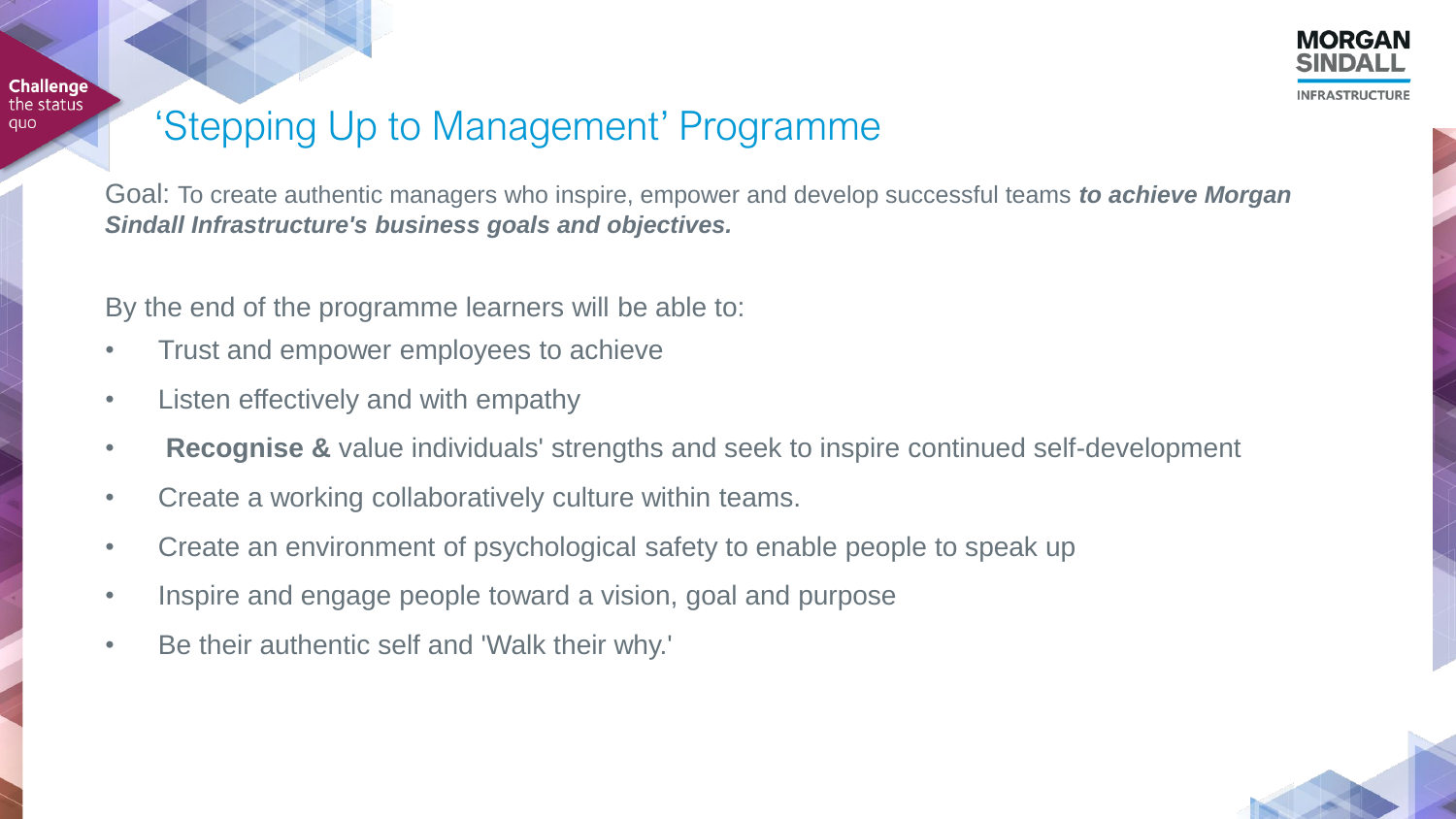# 'Stepping Up to Management' Programme

Goal: To create authentic managers who inspire, empower and develop successful teams ***to achieve Morgan Sindall Infrastructure's business goals and objectives.***

By the end of the programme learners will be able to:

- Trust and empower employees to achieve
- Listen effectively and with empathy
- **Recognise &** value individuals' strengths and seek to inspire continued self-development
- Create a working collaboratively culture within teams.
- Create an environment of psychological safety to enable people to speak up
- Inspire and engage people toward a vision, goal and purpose
- Be their authentic self and 'Walk their why.'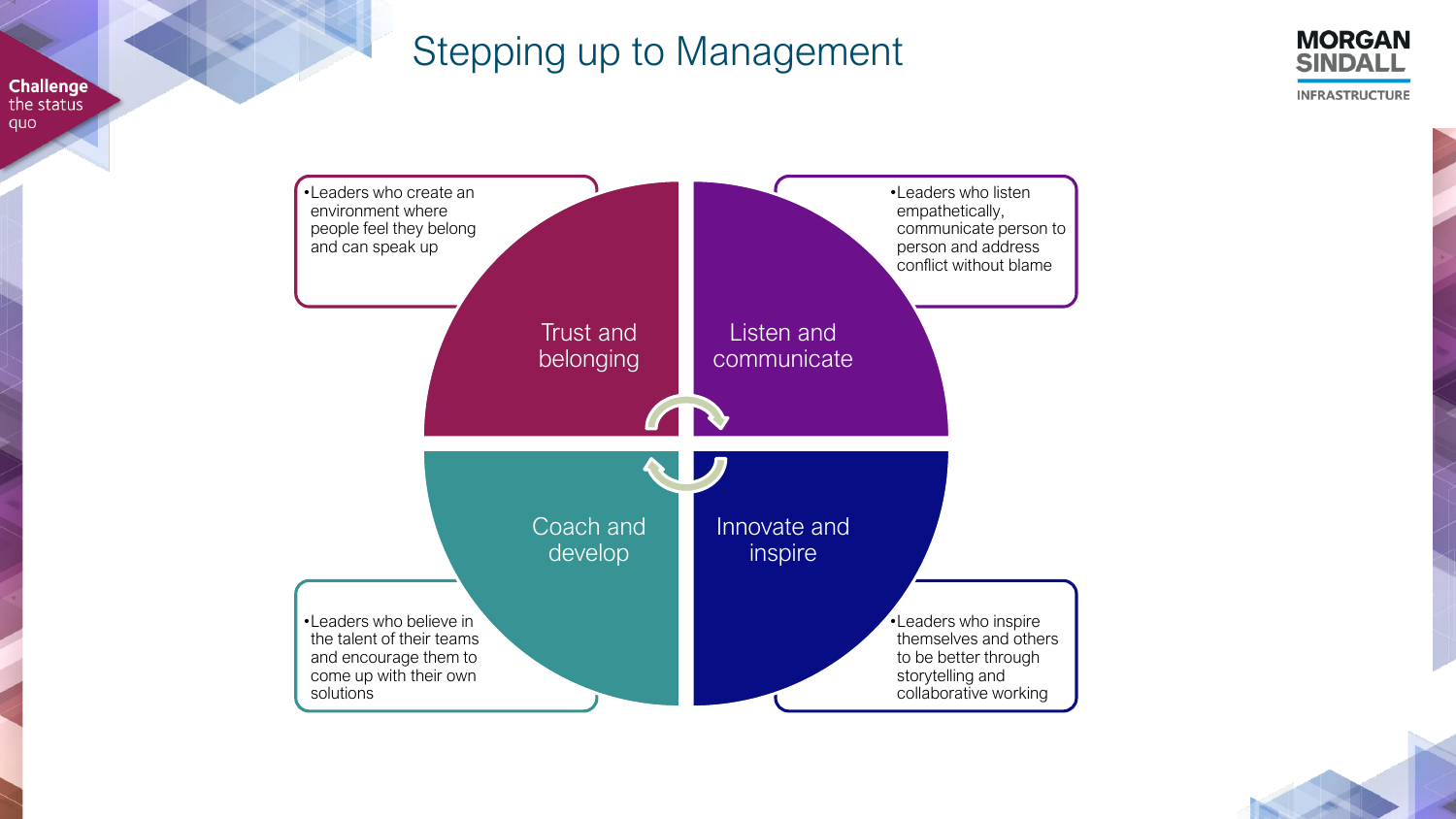# Stepping up to Management

Challenge the status quo

## Trust and belonging

- Leaders who create an environment where people feel they belong and can speak up

## Listen and communicate

- Leaders who listen empathetically, communicate person to person and address conflict without blame

## Coach and develop

- Leaders who believe in the talent of their teams and encourage them to come up with their own solutions

## Innovate and inspire

- Leaders who inspire themselves and others to be better through storytelling and collaborative working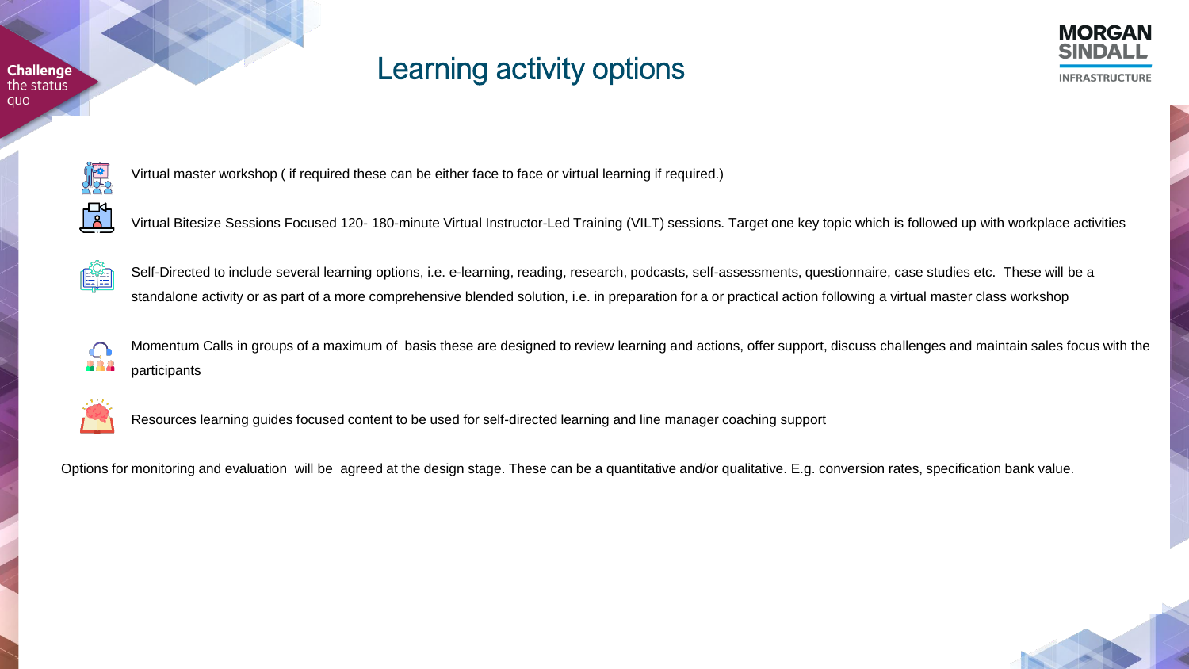# Learning activity options

- Virtual master workshop ( if required these can be either face to face or virtual learning if required.)

- Virtual Bitesize Sessions Focused 120- 180-minute Virtual Instructor-Led Training (VILT) sessions. Target one key topic which is followed up with workplace activities

- Self-Directed to include several learning options, i.e. e-learning, reading, research, podcasts, self-assessments, questionnaire, case studies etc. These will be a standalone activity or as part of a more comprehensive blended solution, i.e. in preparation for a or practical action following a virtual master class workshop

- Momentum Calls in groups of a maximum of basis these are designed to review learning and actions, offer support, discuss challenges and maintain sales focus with the participants

- Resources learning guides focused content to be used for self-directed learning and line manager coaching support

Options for monitoring and evaluation will be agreed at the design stage. These can be a quantitative and/or qualitative. E.g. conversion rates, specification bank value.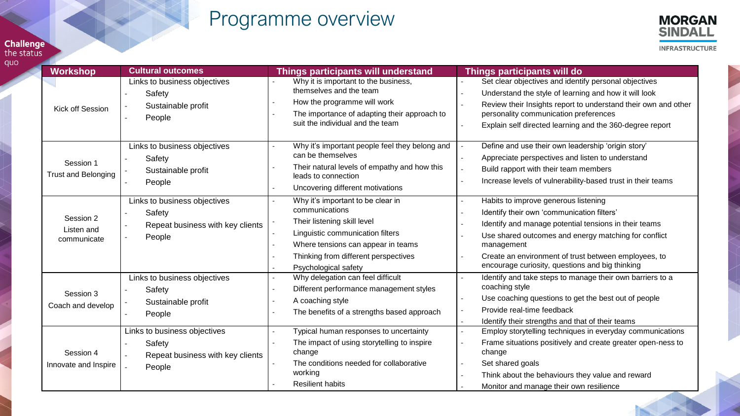# Programme overview

Challenge the status quo

MORGAN SINDALL INFRASTRUCTURE

| Workshop | Cultural outcomes | Things participants will understand | Things participants will do |
|---|---|---|---|
| Kick off Session | Links to business objectives<br>- Safety<br>- Sustainable profit<br>- People | - Why it is important to the business, themselves and the team<br>- How the programme will work<br>- The importance of adapting their approach to suit the individual and the team | - Set clear objectives and identify personal objectives<br>- Understand the style of learning and how it will look<br>- Review their Insights report to understand their own and other personality communication preferences<br>- Explain self directed learning and the 360-degree report |
| Session 1<br>Trust and Belonging | Links to business objectives<br>- Safety<br>- Sustainable profit<br>- People | - Why it's important people feel they belong and can be themselves<br>- Their natural levels of empathy and how this leads to connection<br>- Uncovering different motivations | - Define and use their own leadership 'origin story'<br>- Appreciate perspectives and listen to understand<br>- Build rapport with their team members<br>- Increase levels of vulnerability-based trust in their teams |
| Session 2<br>Listen and communicate | Links to business objectives<br>- Safety<br>- Repeat business with key clients<br>- People | - Why it's important to be clear in communications<br>- Their listening skill level<br>- Linguistic communication filters<br>- Where tensions can appear in teams<br>- Thinking from different perspectives<br>- Psychological safety | - Habits to improve generous listening<br>- Identify their own 'communication filters'<br>- Identify and manage potential tensions in their teams<br>- Use shared outcomes and energy matching for conflict management<br>- Create an environment of trust between employees, to encourage curiosity, questions and big thinking |
| Session 3<br>Coach and develop | Links to business objectives<br>- Safety<br>- Sustainable profit<br>- People | - Why delegation can feel difficult<br>- Different performance management styles<br>- A coaching style<br>- The benefits of a strengths based approach | - Identify and take steps to manage their own barriers to a coaching style<br>- Use coaching questions to get the best out of people<br>- Provide real-time feedback<br>- Identify their strengths and that of their teams |
| Session 4<br>Innovate and Inspire | Links to business objectives<br>- Safety<br>- Repeat business with key clients<br>- People | - Typical human responses to uncertainty<br>- The impact of using storytelling to inspire change<br>- The conditions needed for collaborative working<br>- Resilient habits | - Employ storytelling techniques in everyday communications<br>- Frame situations positively and create greater open-ness to change<br>- Set shared goals<br>- Think about the behaviours they value and reward<br>- Monitor and manage their own resilience |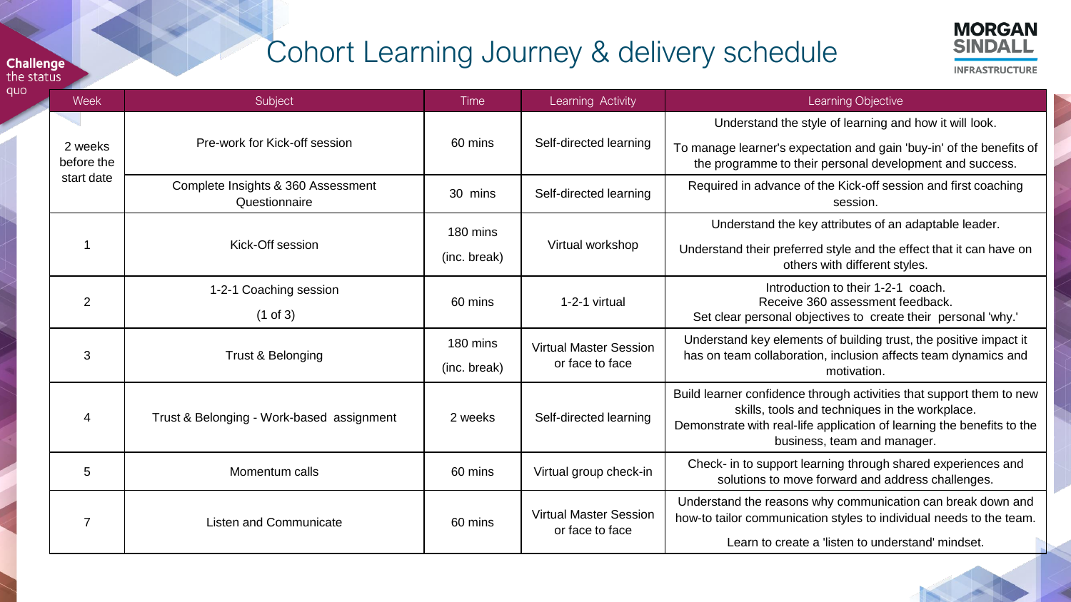# Cohort Learning Journey & delivery schedule

| Week | Subject | Time | Learning Activity | Learning Objective |
|---|---|---|---|---|
| 2 weeks before the start date | Pre-work for Kick-off session | 60 mins | Self-directed learning | Understand the style of learning and how it will look. To manage learner's expectation and gain 'buy-in' of the benefits of the programme to their personal development and success. |
| | Complete Insights & 360 Assessment Questionnaire | 30 mins | Self-directed learning | Required in advance of the Kick-off session and first coaching session. |
| 1 | Kick-Off session | 180 mins (inc. break) | Virtual workshop | Understand the key attributes of an adaptable leader. Understand their preferred style and the effect that it can have on others with different styles. |
| 2 | 1-2-1 Coaching session (1 of 3) | 60 mins | 1-2-1 virtual | Introduction to their 1-2-1 coach. Receive 360 assessment feedback. Set clear personal objectives to create their personal 'why.' |
| 3 | Trust & Belonging | 180 mins (inc. break) | Virtual Master Session or face to face | Understand key elements of building trust, the positive impact it has on team collaboration, inclusion affects team dynamics and motivation. |
| 4 | Trust & Belonging - Work-based assignment | 2 weeks | Self-directed learning | Build learner confidence through activities that support them to new skills, tools and techniques in the workplace. Demonstrate with real-life application of learning the benefits to the business, team and manager. |
| 5 | Momentum calls | 60 mins | Virtual group check-in | Check- in to support learning through shared experiences and solutions to move forward and address challenges. |
| 7 | Listen and Communicate | 60 mins | Virtual Master Session or face to face | Understand the reasons why communication can break down and how-to tailor communication styles to individual needs to the team. Learn to create a 'listen to understand' mindset. |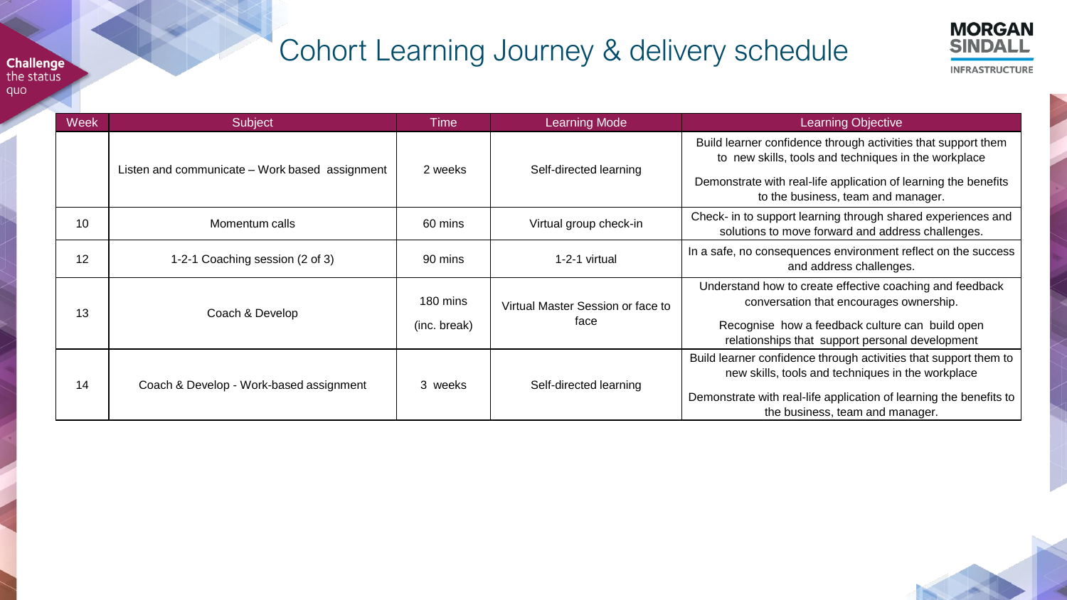# Cohort Learning Journey & delivery schedule

| Week | Subject | Time | Learning Mode | Learning Objective |
|---|---|---|---|---|
| | Listen and communicate – Work based assignment | 2 weeks | Self-directed learning | Build learner confidence through activities that support them to new skills, tools and techniques in the workplace<br><br>Demonstrate with real-life application of learning the benefits to the business, team and manager. |
| 10 | Momentum calls | 60 mins | Virtual group check-in | Check- in to support learning through shared experiences and solutions to move forward and address challenges. |
| 12 | 1-2-1 Coaching session (2 of 3) | 90 mins | 1-2-1 virtual | In a safe, no consequences environment reflect on the success and address challenges. |
| 13 | Coach & Develop | 180 mins<br><br>(inc. break) | Virtual Master Session or face to face | Understand how to create effective coaching and feedback conversation that encourages ownership.<br><br>Recognise how a feedback culture can build open relationships that support personal development |
| 14 | Coach & Develop - Work-based assignment | 3 weeks | Self-directed learning | Build learner confidence through activities that support them to new skills, tools and techniques in the workplace<br><br>Demonstrate with real-life application of learning the benefits to the business, team and manager. |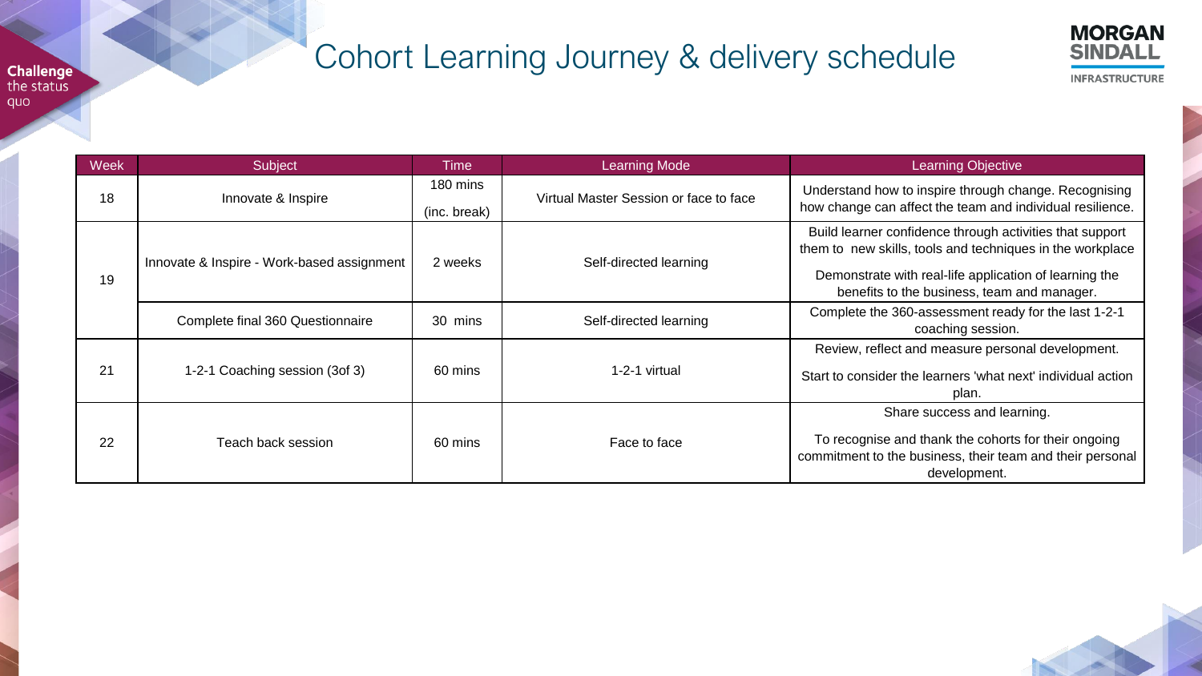# Cohort Learning Journey & delivery schedule

| Week | Subject | Time | Learning Mode | Learning Objective |
|---|---|---|---|---|
| 18 | Innovate & Inspire | 180 mins (inc. break) | Virtual Master Session or face to face | Understand how to inspire through change. Recognising how change can affect the team and individual resilience. |
| 19 | Innovate & Inspire - Work-based assignment | 2 weeks | Self-directed learning | Build learner confidence through activities that support them to new skills, tools and techniques in the workplace<br><br>Demonstrate with real-life application of learning the benefits to the business, team and manager. |
| | Complete final 360 Questionnaire | 30 mins | Self-directed learning | Complete the 360-assessment ready for the last 1-2-1 coaching session. |
| 21 | 1-2-1 Coaching session (3of 3) | 60 mins | 1-2-1 virtual | Review, reflect and measure personal development.<br><br>Start to consider the learners 'what next' individual action plan. |
| 22 | Teach back session | 60 mins | Face to face | Share success and learning.<br><br>To recognise and thank the cohorts for their ongoing commitment to the business, their team and their personal development. |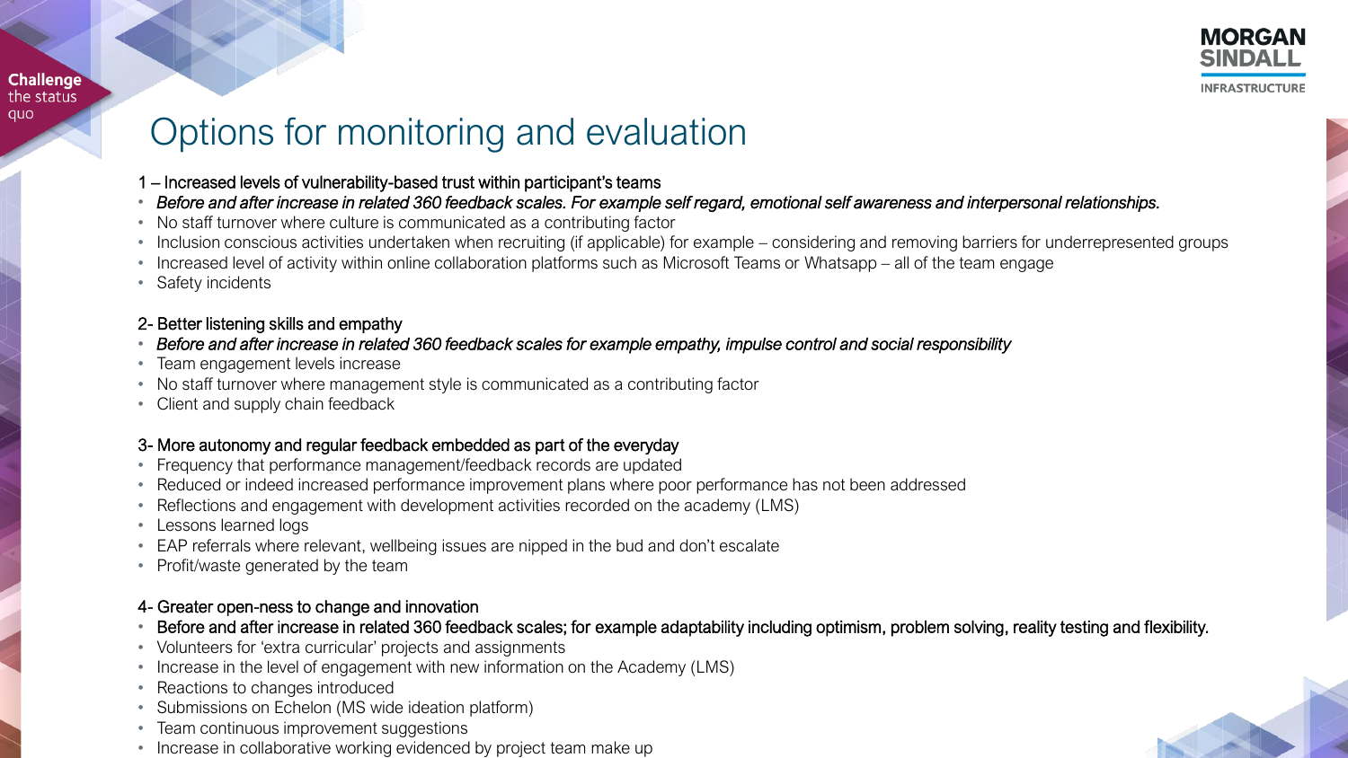# Options for monitoring and evaluation

**1 – Increased levels of vulnerability-based trust within participant's teams**

- *Before and after increase in related 360 feedback scales. For example self regard, emotional self awareness and interpersonal relationships.*
- No staff turnover where culture is communicated as a contributing factor
- Inclusion conscious activities undertaken when recruiting (if applicable) for example – considering and removing barriers for underrepresented groups
- Increased level of activity within online collaboration platforms such as Microsoft Teams or Whatsapp – all of the team engage
- Safety incidents

**2- Better listening skills and empathy**

- *Before and after increase in related 360 feedback scales for example empathy, impulse control and social responsibility*
- Team engagement levels increase
- No staff turnover where management style is communicated as a contributing factor
- Client and supply chain feedback

**3- More autonomy and regular feedback embedded as part of the everyday**

- Frequency that performance management/feedback records are updated
- Reduced or indeed increased performance improvement plans where poor performance has not been addressed
- Reflections and engagement with development activities recorded on the academy (LMS)
- Lessons learned logs
- EAP referrals where relevant, wellbeing issues are nipped in the bud and don't escalate
- Profit/waste generated by the team

**4- Greater open-ness to change and innovation**

- Before and after increase in related 360 feedback scales; for example adaptability including optimism, problem solving, reality testing and flexibility.
- Volunteers for 'extra curricular' projects and assignments
- Increase in the level of engagement with new information on the Academy (LMS)
- Reactions to changes introduced
- Submissions on Echelon (MS wide ideation platform)
- Team continuous improvement suggestions
- Increase in collaborative working evidenced by project team make up